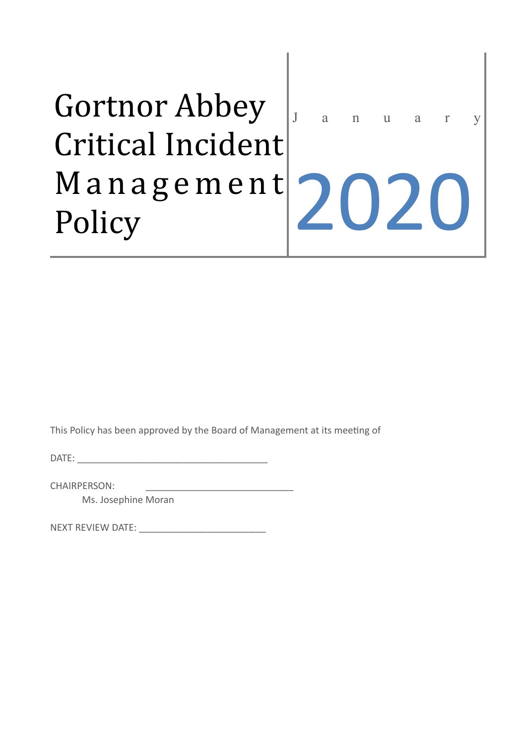# Gortnor Abbey Critical Incident Management Policy

January

2020

This Policy has been approved by the Board of Management at its meeting of

DATE: ___________________________________

CHAIRPERSON: ___________________________

Ms. Josephine Moran

NEXT REVIEW DATE: _______________________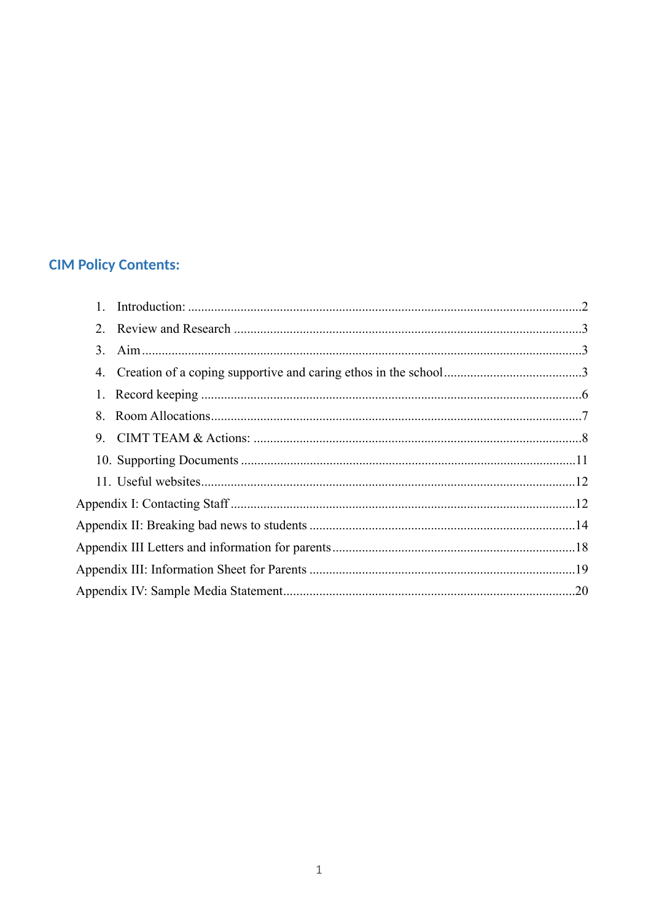## CIM Policy Contents:

1. Introduction: ..............................................................................................................2
2. Review and Research ...................................................................................................3
3. Aim ..............................................................................................................................3
4. Creation of a coping supportive and caring ethos in the school ...................................3
1. Record keeping ............................................................................................................6
8. Room Allocations..........................................................................................................7
9. CIMT TEAM & Actions: ...............................................................................................8
10. Supporting Documents ..............................................................................................11
11. Useful websites..........................................................................................................12

Appendix I: Contacting Staff .........................................................................................12
Appendix II: Breaking bad news to students .................................................................14
Appendix III Letters and information for parents ..........................................................18
Appendix III: Information Sheet for Parents .................................................................19
Appendix IV: Sample Media Statement.........................................................................20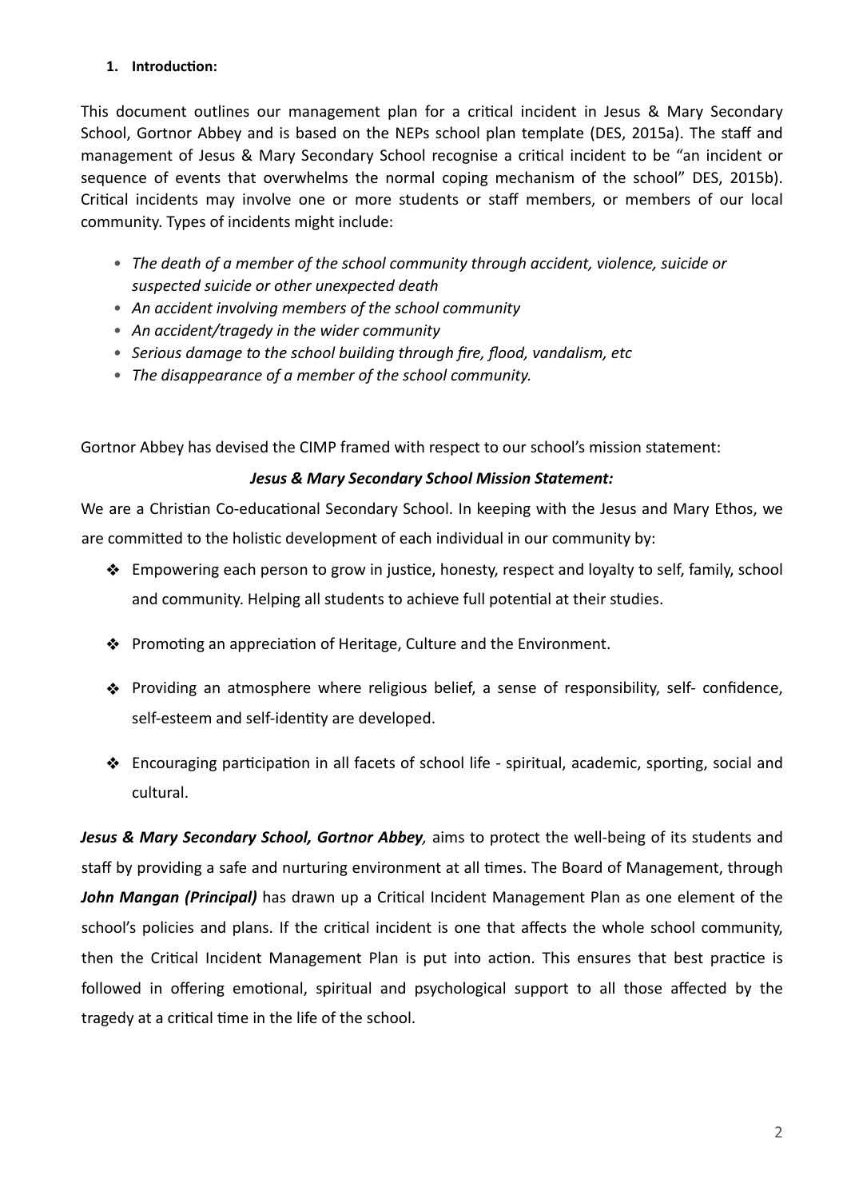## 1. Introduction:

This document outlines our management plan for a critical incident in Jesus & Mary Secondary School, Gortnor Abbey and is based on the NEPs school plan template (DES, 2015a). The staff and management of Jesus & Mary Secondary School recognise a critical incident to be "an incident or sequence of events that overwhelms the normal coping mechanism of the school" DES, 2015b). Critical incidents may involve one or more students or staff members, or members of our local community. Types of incidents might include:

- *The death of a member of the school community through accident, violence, suicide or suspected suicide or other unexpected death*
- *An accident involving members of the school community*
- *An accident/tragedy in the wider community*
- *Serious damage to the school building through fire, flood, vandalism, etc*
- *The disappearance of a member of the school community.*

Gortnor Abbey has devised the CIMP framed with respect to our school's mission statement:

***Jesus & Mary Secondary School Mission Statement:***

We are a Christian Co-educational Secondary School. In keeping with the Jesus and Mary Ethos, we are committed to the holistic development of each individual in our community by:

- Empowering each person to grow in justice, honesty, respect and loyalty to self, family, school and community. Helping all students to achieve full potential at their studies.
- Promoting an appreciation of Heritage, Culture and the Environment.
- Providing an atmosphere where religious belief, a sense of responsibility, self- confidence, self-esteem and self-identity are developed.
- Encouraging participation in all facets of school life - spiritual, academic, sporting, social and cultural.

***Jesus & Mary Secondary School, Gortnor Abbey****,* aims to protect the well-being of its students and staff by providing a safe and nurturing environment at all times. The Board of Management, through ***John Mangan (Principal)*** has drawn up a Critical Incident Management Plan as one element of the school's policies and plans. If the critical incident is one that affects the whole school community, then the Critical Incident Management Plan is put into action. This ensures that best practice is followed in offering emotional, spiritual and psychological support to all those affected by the tragedy at a critical time in the life of the school.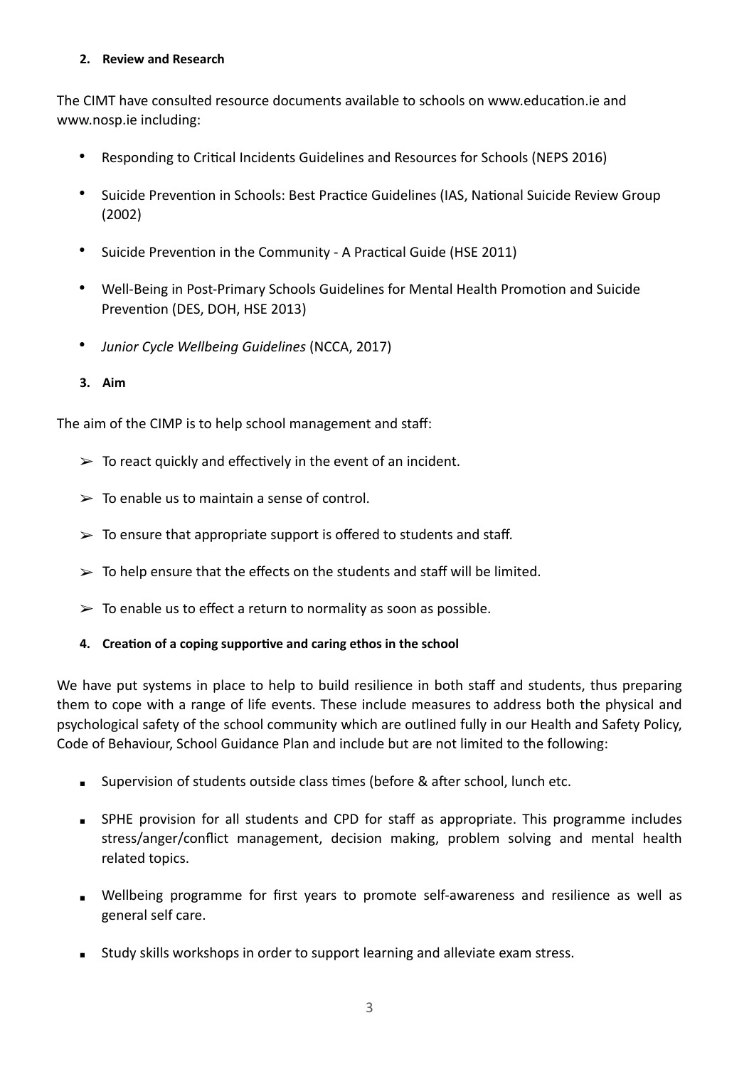**2. Review and Research**

The CIMT have consulted resource documents available to schools on www.education.ie and www.nosp.ie including:

- Responding to Critical Incidents Guidelines and Resources for Schools (NEPS 2016)
- Suicide Prevention in Schools: Best Practice Guidelines (IAS, National Suicide Review Group (2002)
- Suicide Prevention in the Community - A Practical Guide (HSE 2011)
- Well-Being in Post-Primary Schools Guidelines for Mental Health Promotion and Suicide Prevention (DES, DOH, HSE 2013)
- *Junior Cycle Wellbeing Guidelines* (NCCA, 2017)

**3. Aim**

The aim of the CIMP is to help school management and staff:

- To react quickly and effectively in the event of an incident.
- To enable us to maintain a sense of control.
- To ensure that appropriate support is offered to students and staff.
- To help ensure that the effects on the students and staff will be limited.
- To enable us to effect a return to normality as soon as possible.

**4. Creation of a coping supportive and caring ethos in the school**

We have put systems in place to help to build resilience in both staff and students, thus preparing them to cope with a range of life events. These include measures to address both the physical and psychological safety of the school community which are outlined fully in our Health and Safety Policy, Code of Behaviour, School Guidance Plan and include but are not limited to the following:

- Supervision of students outside class times (before & after school, lunch etc.
- SPHE provision for all students and CPD for staff as appropriate. This programme includes stress/anger/conflict management, decision making, problem solving and mental health related topics.
- Wellbeing programme for first years to promote self-awareness and resilience as well as general self care.
- Study skills workshops in order to support learning and alleviate exam stress.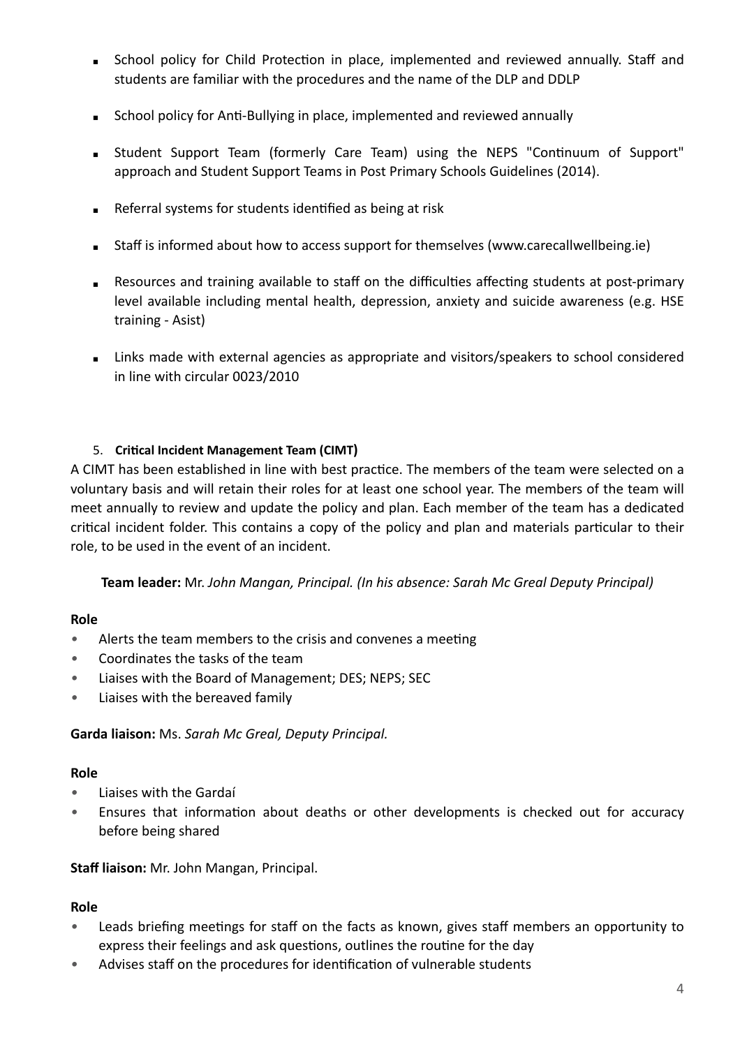- School policy for Child Protection in place, implemented and reviewed annually. Staff and students are familiar with the procedures and the name of the DLP and DDLP
- School policy for Anti-Bullying in place, implemented and reviewed annually
- Student Support Team (formerly Care Team) using the NEPS "Continuum of Support" approach and Student Support Teams in Post Primary Schools Guidelines (2014).
- Referral systems for students identified as being at risk
- Staff is informed about how to access support for themselves (www.carecallwellbeing.ie)
- Resources and training available to staff on the difficulties affecting students at post-primary level available including mental health, depression, anxiety and suicide awareness (e.g. HSE training - Asist)
- Links made with external agencies as appropriate and visitors/speakers to school considered in line with circular 0023/2010

5. **Critical Incident Management Team (CIMT)**

A CIMT has been established in line with best practice. The members of the team were selected on a voluntary basis and will retain their roles for at least one school year. The members of the team will meet annually to review and update the policy and plan. Each member of the team has a dedicated critical incident folder. This contains a copy of the policy and plan and materials particular to their role, to be used in the event of an incident.

**Team leader:** Mr. *John Mangan, Principal. (In his absence: Sarah Mc Greal Deputy Principal)*

**Role**

- Alerts the team members to the crisis and convenes a meeting
- Coordinates the tasks of the team
- Liaises with the Board of Management; DES; NEPS; SEC
- Liaises with the bereaved family

**Garda liaison:** Ms. *Sarah Mc Greal, Deputy Principal.*

**Role**

- Liaises with the Gardaí
- Ensures that information about deaths or other developments is checked out for accuracy before being shared

**Staff liaison:** Mr. John Mangan, Principal.

**Role**

- Leads briefing meetings for staff on the facts as known, gives staff members an opportunity to express their feelings and ask questions, outlines the routine for the day
- Advises staff on the procedures for identification of vulnerable students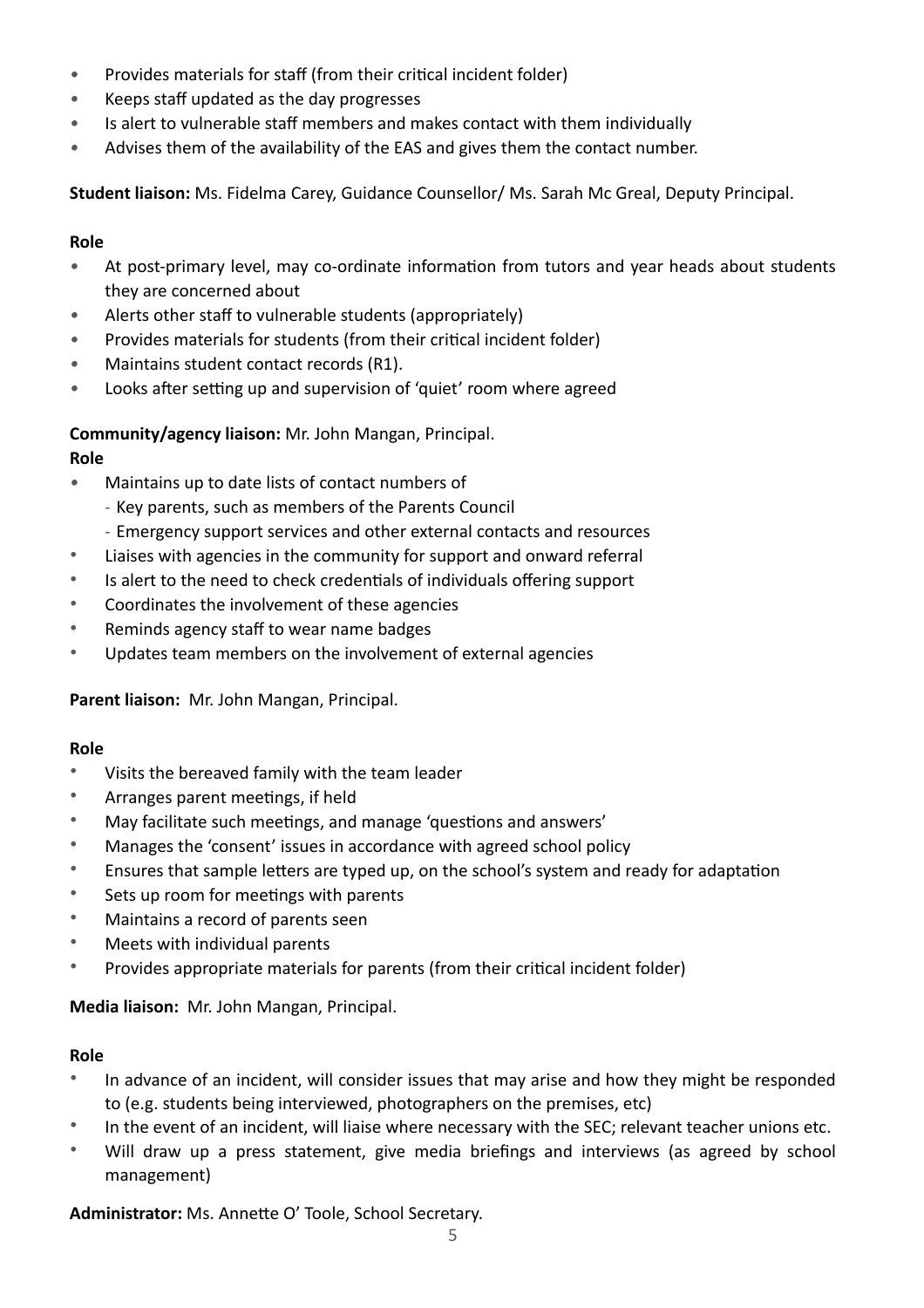- Provides materials for staff (from their critical incident folder)
- Keeps staff updated as the day progresses
- Is alert to vulnerable staff members and makes contact with them individually
- Advises them of the availability of the EAS and gives them the contact number.

**Student liaison:** Ms. Fidelma Carey, Guidance Counsellor/ Ms. Sarah Mc Greal, Deputy Principal.

**Role**

- At post-primary level, may co-ordinate information from tutors and year heads about students they are concerned about
- Alerts other staff to vulnerable students (appropriately)
- Provides materials for students (from their critical incident folder)
- Maintains student contact records (R1).
- Looks after setting up and supervision of 'quiet' room where agreed

**Community/agency liaison:** Mr. John Mangan, Principal.

**Role**

- Maintains up to date lists of contact numbers of
  - Key parents, such as members of the Parents Council
  - Emergency support services and other external contacts and resources
- Liaises with agencies in the community for support and onward referral
- Is alert to the need to check credentials of individuals offering support
- Coordinates the involvement of these agencies
- Reminds agency staff to wear name badges
- Updates team members on the involvement of external agencies

**Parent liaison:** Mr. John Mangan, Principal.

**Role**

- Visits the bereaved family with the team leader
- Arranges parent meetings, if held
- May facilitate such meetings, and manage 'questions and answers'
- Manages the 'consent' issues in accordance with agreed school policy
- Ensures that sample letters are typed up, on the school's system and ready for adaptation
- Sets up room for meetings with parents
- Maintains a record of parents seen
- Meets with individual parents
- Provides appropriate materials for parents (from their critical incident folder)

**Media liaison:** Mr. John Mangan, Principal.

**Role**

- In advance of an incident, will consider issues that may arise and how they might be responded to (e.g. students being interviewed, photographers on the premises, etc)
- In the event of an incident, will liaise where necessary with the SEC; relevant teacher unions etc.
- Will draw up a press statement, give media briefings and interviews (as agreed by school management)

**Administrator:** Ms. Annette O' Toole, School Secretary.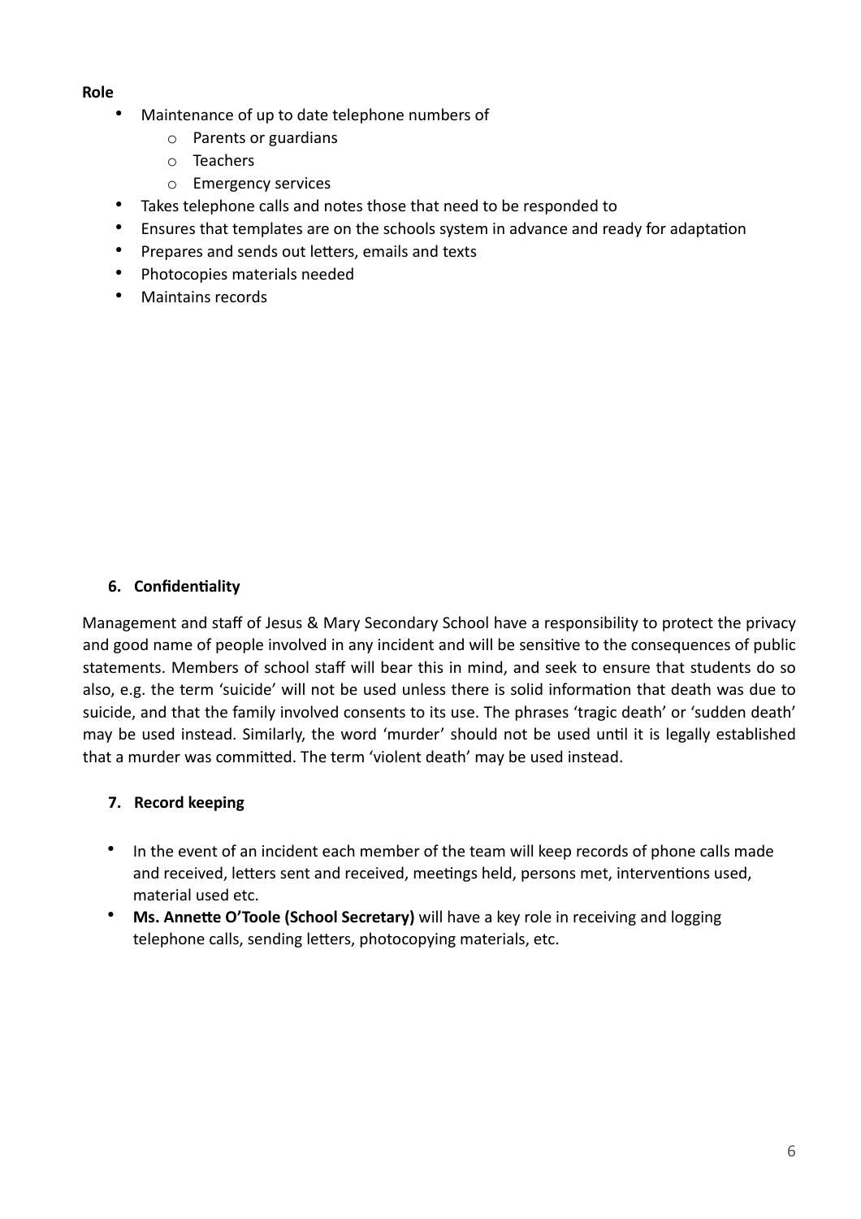**Role**

- Maintenance of up to date telephone numbers of
    - Parents or guardians
    - Teachers
    - Emergency services
- Takes telephone calls and notes those that need to be responded to
- Ensures that templates are on the schools system in advance and ready for adaptation
- Prepares and sends out letters, emails and texts
- Photocopies materials needed
- Maintains records

## 6. Confidentiality

Management and staff of Jesus & Mary Secondary School have a responsibility to protect the privacy and good name of people involved in any incident and will be sensitive to the consequences of public statements. Members of school staff will bear this in mind, and seek to ensure that students do so also, e.g. the term 'suicide' will not be used unless there is solid information that death was due to suicide, and that the family involved consents to its use. The phrases 'tragic death' or 'sudden death' may be used instead. Similarly, the word 'murder' should not be used until it is legally established that a murder was committed. The term 'violent death' may be used instead.

## 7. Record keeping

- In the event of an incident each member of the team will keep records of phone calls made and received, letters sent and received, meetings held, persons met, interventions used, material used etc.
- **Ms. Annette O'Toole (School Secretary)** will have a key role in receiving and logging telephone calls, sending letters, photocopying materials, etc.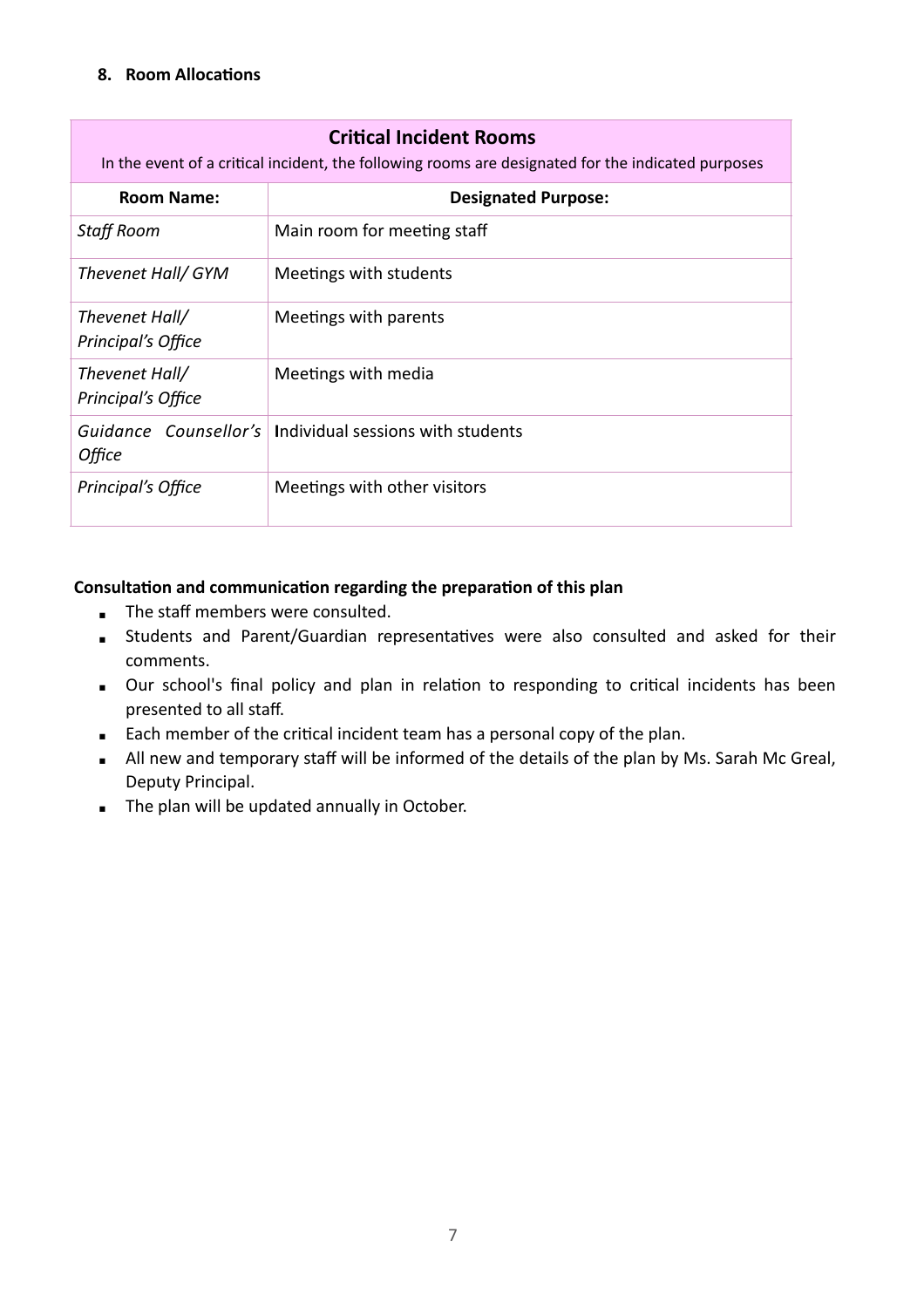## 8. Room Allocations

| Critical Incident Rooms<br>In the event of a critical incident, the following rooms are designated for the indicated purposes | |
|---|---|
| **Room Name:** | **Designated Purpose:** |
| *Staff Room* | Main room for meeting staff |
| *Thevenet Hall/ GYM* | Meetings with students |
| *Thevenet Hall/ Principal's Office* | Meetings with parents |
| *Thevenet Hall/ Principal's Office* | Meetings with media |
| *Guidance Counsellor's Office* | Individual sessions with students |
| *Principal's Office* | Meetings with other visitors |

**Consultation and communication regarding the preparation of this plan**

- The staff members were consulted.
- Students and Parent/Guardian representatives were also consulted and asked for their comments.
- Our school's final policy and plan in relation to responding to critical incidents has been presented to all staff.
- Each member of the critical incident team has a personal copy of the plan.
- All new and temporary staff will be informed of the details of the plan by Ms. Sarah Mc Greal, Deputy Principal.
- The plan will be updated annually in October.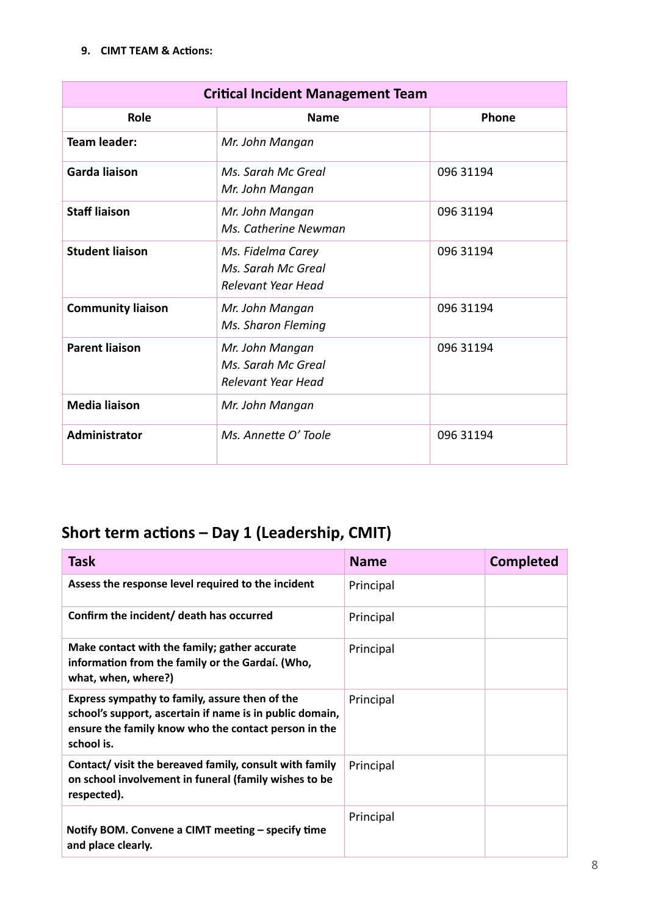**9. CIMT TEAM & Actions:**

| Critical Incident Management Team | | |
|---|---|---|
| **Role** | **Name** | **Phone** |
| **Team leader:** | *Mr. John Mangan* | |
| **Garda liaison** | *Ms. Sarah Mc Greal*<br>*Mr. John Mangan* | 096 31194 |
| **Staff liaison** | *Mr. John Mangan*<br>*Ms. Catherine Newman* | 096 31194 |
| **Student liaison** | *Ms. Fidelma Carey*<br>*Ms. Sarah Mc Greal*<br>*Relevant Year Head* | 096 31194 |
| **Community liaison** | *Mr. John Mangan*<br>*Ms. Sharon Fleming* | 096 31194 |
| **Parent liaison** | *Mr. John Mangan*<br>*Ms. Sarah Mc Greal*<br>*Relevant Year Head* | 096 31194 |
| **Media liaison** | *Mr. John Mangan* | |
| **Administrator** | *Ms. Annette O' Toole* | 096 31194 |

## Short term actions – Day 1 (Leadership, CMIT)

| Task | Name | Completed |
|---|---|---|
| **Assess the response level required to the incident** | Principal | |
| **Confirm the incident/ death has occurred** | Principal | |
| **Make contact with the family; gather accurate information from the family or the Gardaí. (Who, what, when, where?)** | Principal | |
| **Express sympathy to family, assure then of the school's support, ascertain if name is in public domain, ensure the family know who the contact person in the school is.** | Principal | |
| **Contact/ visit the bereaved family, consult with family on school involvement in funeral (family wishes to be respected).** | Principal | |
| **Notify BOM. Convene a CIMT meeting – specify time and place clearly.** | Principal | |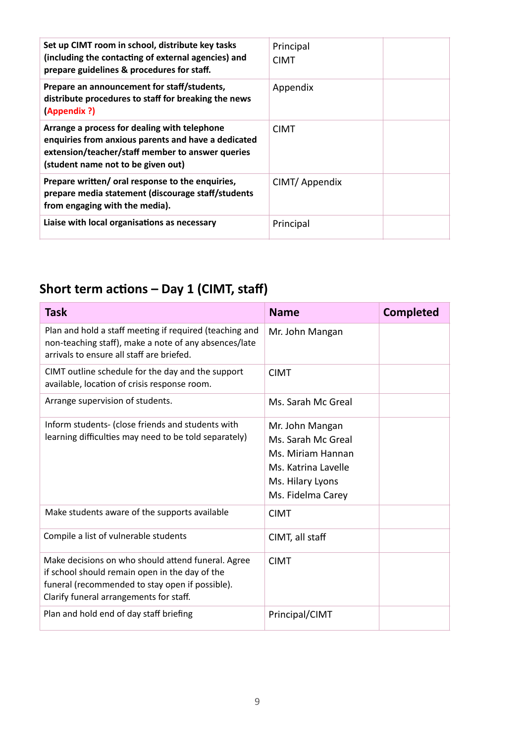| | | |
|---|---|---|
| **Set up CIMT room in school, distribute key tasks (including the contacting of external agencies) and prepare guidelines & procedures for staff.** | Principal<br>CIMT | |
| **Prepare an announcement for staff/students, distribute procedures to staff for breaking the news (Appendix ?)** | Appendix | |
| **Arrange a process for dealing with telephone enquiries from anxious parents and have a dedicated extension/teacher/staff member to answer queries (student name not to be given out)** | CIMT | |
| **Prepare written/ oral response to the enquiries, prepare media statement (discourage staff/students from engaging with the media).** | CIMT/ Appendix | |
| **Liaise with local organisations as necessary** | Principal | |

## Short term actions – Day 1 (CIMT, staff)

| Task | Name | Completed |
|---|---|---|
| Plan and hold a staff meeting if required (teaching and non-teaching staff), make a note of any absences/late arrivals to ensure all staff are briefed. | Mr. John Mangan | |
| CIMT outline schedule for the day and the support available, location of crisis response room. | CIMT | |
| Arrange supervision of students. | Ms. Sarah Mc Greal | |
| Inform students- (close friends and students with learning difficulties may need to be told separately) | Mr. John Mangan<br>Ms. Sarah Mc Greal<br>Ms. Miriam Hannan<br>Ms. Katrina Lavelle<br>Ms. Hilary Lyons<br>Ms. Fidelma Carey | |
| Make students aware of the supports available | CIMT | |
| Compile a list of vulnerable students | CIMT, all staff | |
| Make decisions on who should attend funeral. Agree if school should remain open in the day of the funeral (recommended to stay open if possible). Clarify funeral arrangements for staff. | CIMT | |
| Plan and hold end of day staff briefing | Principal/CIMT | |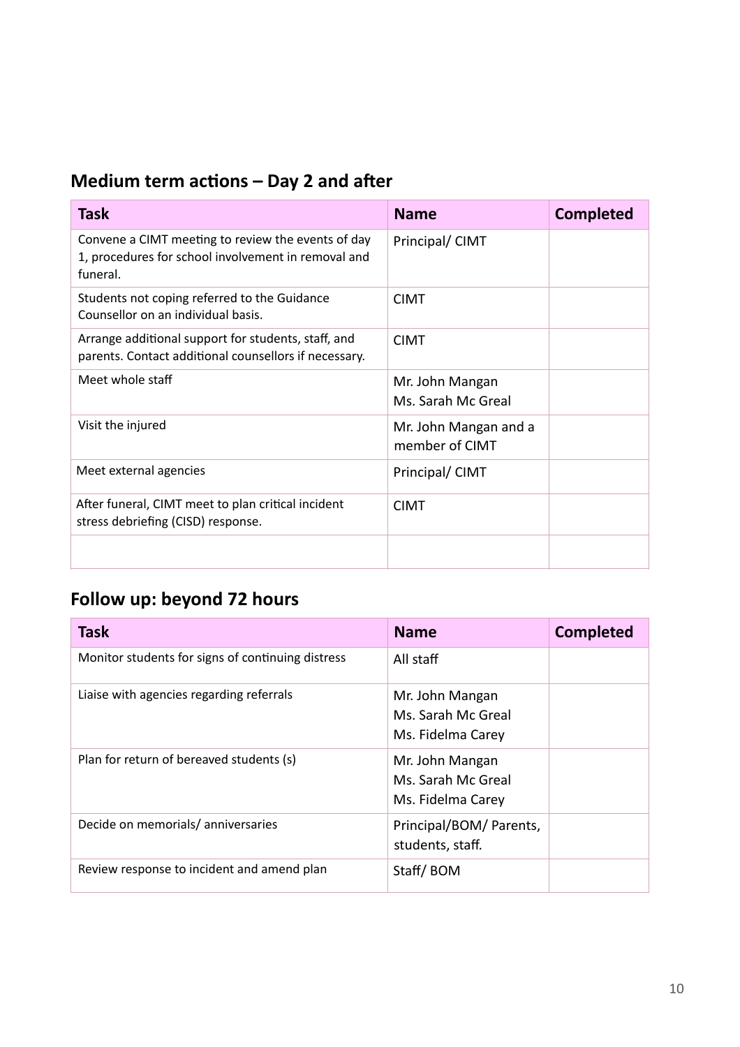## Medium term actions – Day 2 and after

| Task | Name | Completed |
| --- | --- | --- |
| Convene a CIMT meeting to review the events of day 1, procedures for school involvement in removal and funeral. | Principal/ CIMT | |
| Students not coping referred to the Guidance Counsellor on an individual basis. | CIMT | |
| Arrange additional support for students, staff, and parents. Contact additional counsellors if necessary. | CIMT | |
| Meet whole staff | Mr. John Mangan<br>Ms. Sarah Mc Greal | |
| Visit the injured | Mr. John Mangan and a member of CIMT | |
| Meet external agencies | Principal/ CIMT | |
| After funeral, CIMT meet to plan critical incident stress debriefing (CISD) response. | CIMT | |
| | | |

## Follow up: beyond 72 hours

| Task | Name | Completed |
| --- | --- | --- |
| Monitor students for signs of continuing distress | All staff | |
| Liaise with agencies regarding referrals | Mr. John Mangan<br>Ms. Sarah Mc Greal<br>Ms. Fidelma Carey | |
| Plan for return of bereaved students (s) | Mr. John Mangan<br>Ms. Sarah Mc Greal<br>Ms. Fidelma Carey | |
| Decide on memorials/ anniversaries | Principal/BOM/ Parents, students, staff. | |
| Review response to incident and amend plan | Staff/ BOM | |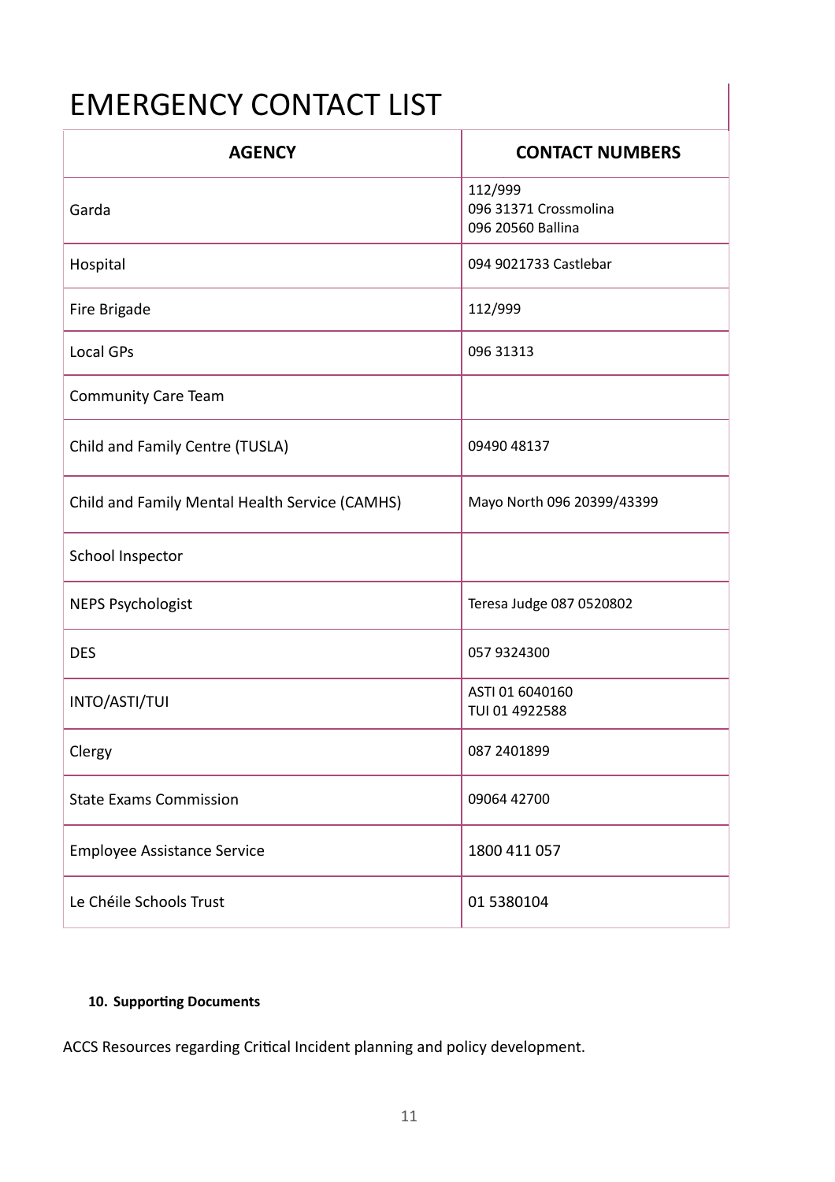# EMERGENCY CONTACT LIST

| AGENCY | CONTACT NUMBERS |
|---|---|
| Garda | 112/999<br>096 31371 Crossmolina<br>096 20560 Ballina |
| Hospital | 094 9021733 Castlebar |
| Fire Brigade | 112/999 |
| Local GPs | 096 31313 |
| Community Care Team | |
| Child and Family Centre (TUSLA) | 09490 48137 |
| Child and Family Mental Health Service (CAMHS) | Mayo North 096 20399/43399 |
| School Inspector | |
| NEPS Psychologist | Teresa Judge 087 0520802 |
| DES | 057 9324300 |
| INTO/ASTI/TUI | ASTI 01 6040160<br>TUI 01 4922588 |
| Clergy | 087 2401899 |
| State Exams Commission | 09064 42700 |
| Employee Assistance Service | 1800 411 057 |
| Le Chéile Schools Trust | 01 5380104 |

**10. Supporting Documents**

ACCS Resources regarding Critical Incident planning and policy development.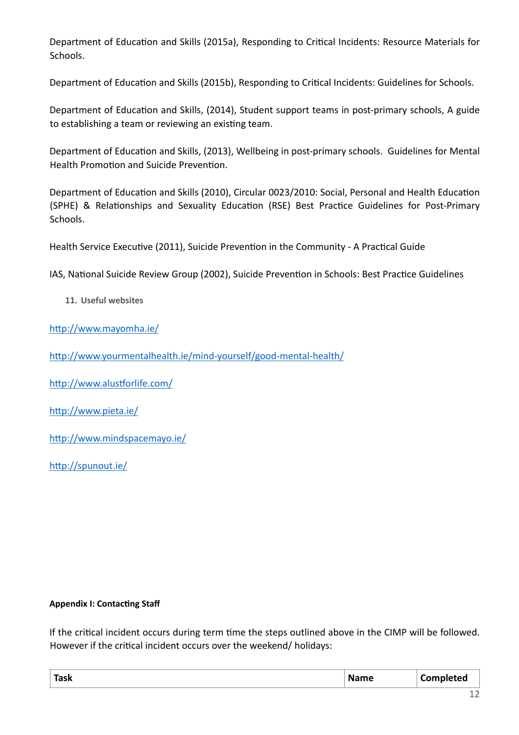Department of Education and Skills (2015a), Responding to Critical Incidents: Resource Materials for Schools.

Department of Education and Skills (2015b), Responding to Critical Incidents: Guidelines for Schools.

Department of Education and Skills, (2014), Student support teams in post-primary schools, A guide to establishing a team or reviewing an existing team.

Department of Education and Skills, (2013), Wellbeing in post-primary schools. Guidelines for Mental Health Promotion and Suicide Prevention.

Department of Education and Skills (2010), Circular 0023/2010: Social, Personal and Health Education (SPHE) & Relationships and Sexuality Education (RSE) Best Practice Guidelines for Post-Primary Schools.

Health Service Executive (2011), Suicide Prevention in the Community - A Practical Guide

IAS, National Suicide Review Group (2002), Suicide Prevention in Schools: Best Practice Guidelines

## 11. Useful websites

http://www.mayomha.ie/

http://www.yourmentalhealth.ie/mind-yourself/good-mental-health/

http://www.alustforlife.com/

http://www.pieta.ie/

http://www.mindspacemayo.ie/

http://spunout.ie/

**Appendix I: Contacting Staff**

If the critical incident occurs during term time the steps outlined above in the CIMP will be followed. However if the critical incident occurs over the weekend/ holidays:

| Task | Name | Completed |
|---|---|---|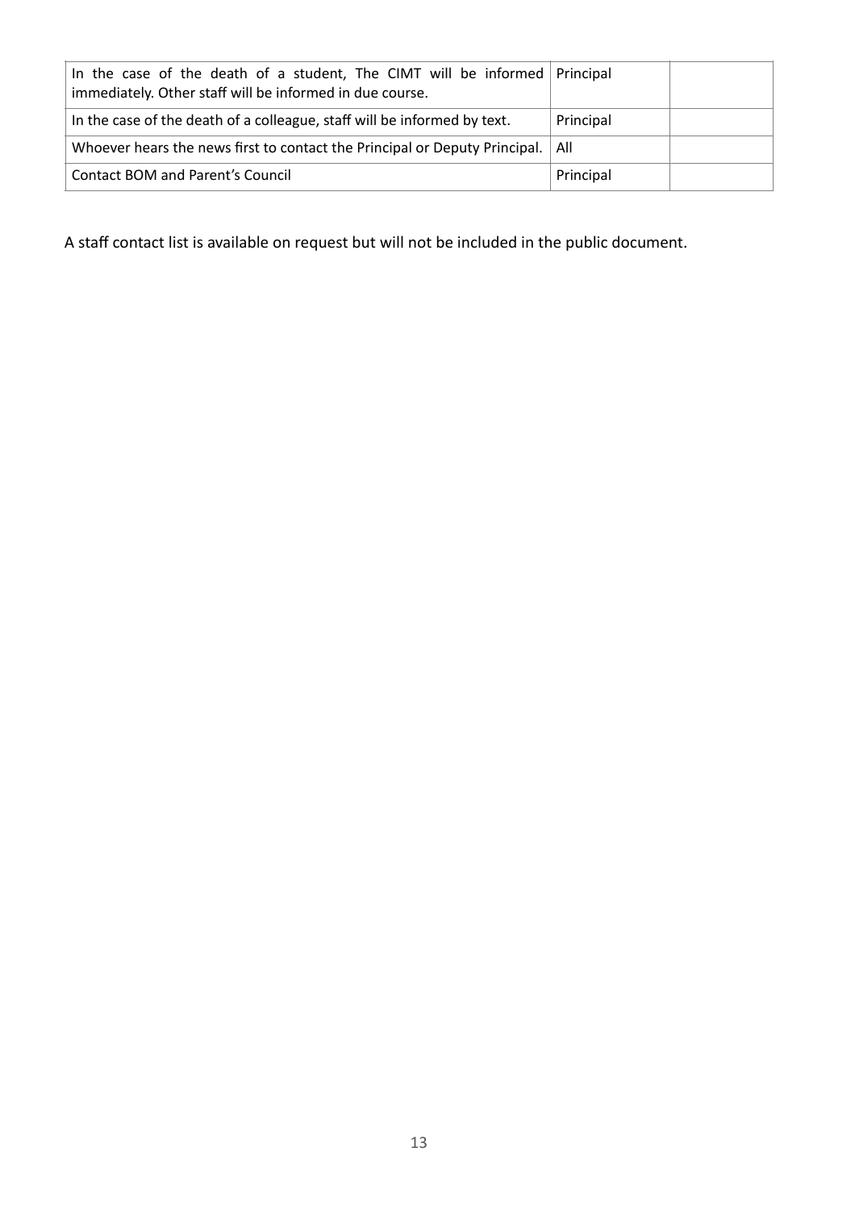| | | |
|---|---|---|
| In the case of the death of a student, The CIMT will be informed immediately. Other staff will be informed in due course. | Principal | |
| In the case of the death of a colleague, staff will be informed by text. | Principal | |
| Whoever hears the news first to contact the Principal or Deputy Principal. | All | |
| Contact BOM and Parent's Council | Principal | |

A staff contact list is available on request but will not be included in the public document.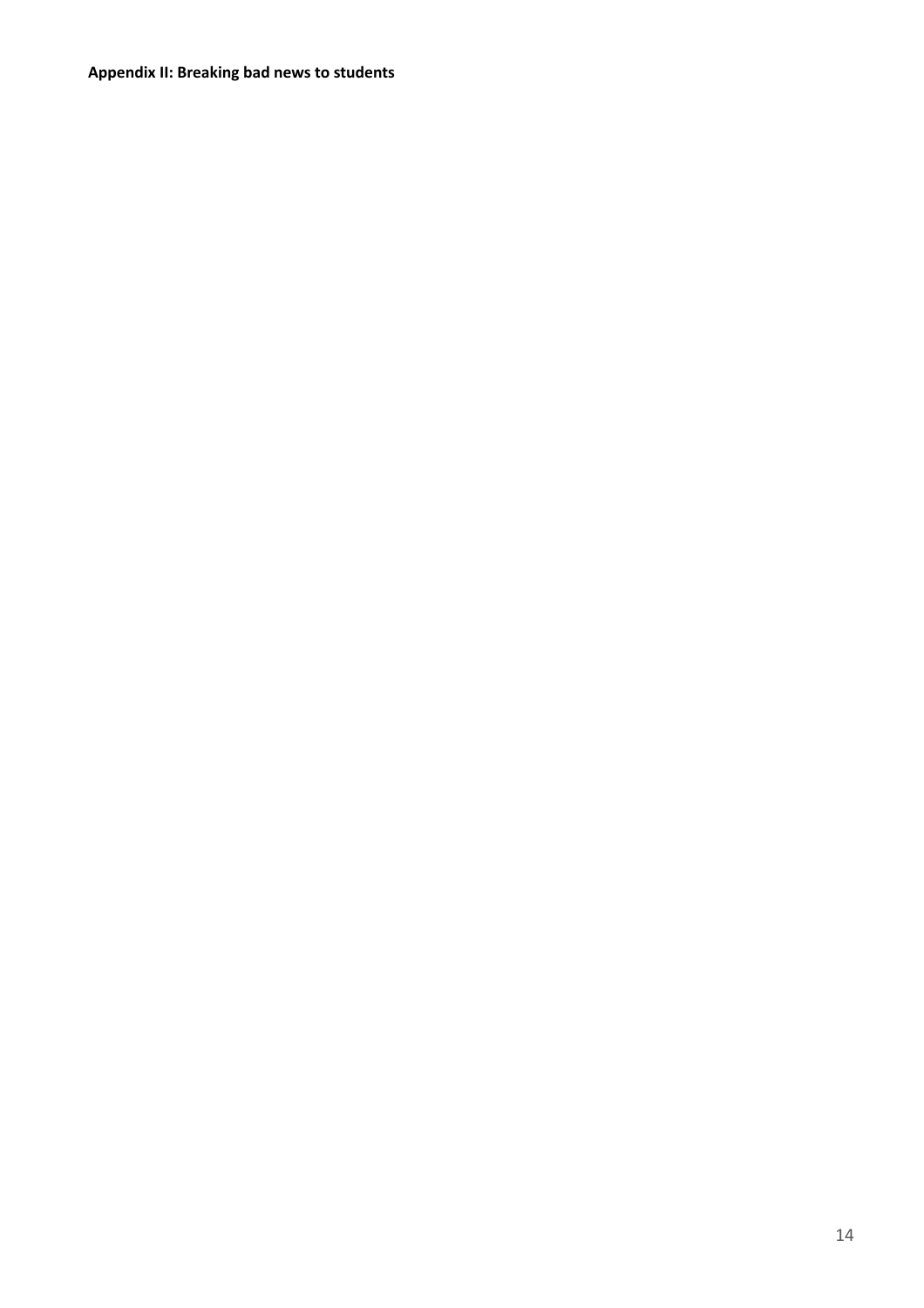**Appendix II: Breaking bad news to students**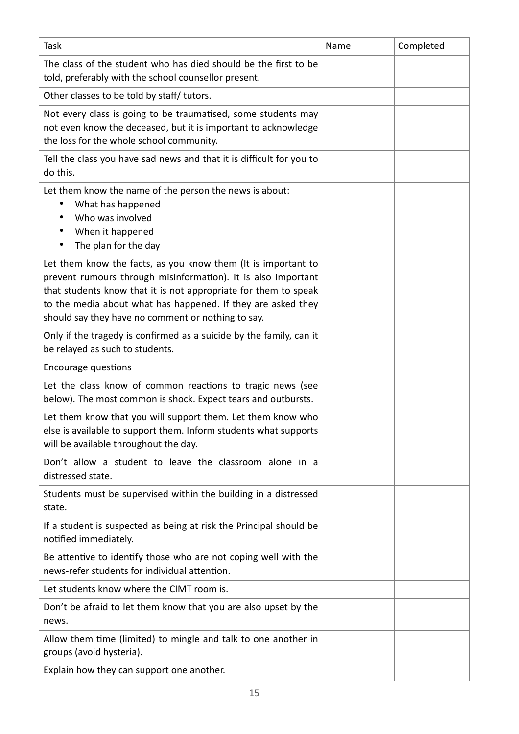| Task | Name | Completed |
|---|---|---|
| The class of the student who has died should be the first to be told, preferably with the school counsellor present. | | |
| Other classes to be told by staff/ tutors. | | |
| Not every class is going to be traumatised, some students may not even know the deceased, but it is important to acknowledge the loss for the whole school community. | | |
| Tell the class you have sad news and that it is difficult for you to do this. | | |
| Let them know the name of the person the news is about: • What has happened • Who was involved • When it happened • The plan for the day | | |
| Let them know the facts, as you know them (It is important to prevent rumours through misinformation). It is also important that students know that it is not appropriate for them to speak to the media about what has happened. If they are asked they should say they have no comment or nothing to say. | | |
| Only if the tragedy is confirmed as a suicide by the family, can it be relayed as such to students. | | |
| Encourage questions | | |
| Let the class know of common reactions to tragic news (see below). The most common is shock. Expect tears and outbursts. | | |
| Let them know that you will support them. Let them know who else is available to support them. Inform students what supports will be available throughout the day. | | |
| Don't allow a student to leave the classroom alone in a distressed state. | | |
| Students must be supervised within the building in a distressed state. | | |
| If a student is suspected as being at risk the Principal should be notified immediately. | | |
| Be attentive to identify those who are not coping well with the news-refer students for individual attention. | | |
| Let students know where the CIMT room is. | | |
| Don't be afraid to let them know that you are also upset by the news. | | |
| Allow them time (limited) to mingle and talk to one another in groups (avoid hysteria). | | |
| Explain how they can support one another. | | |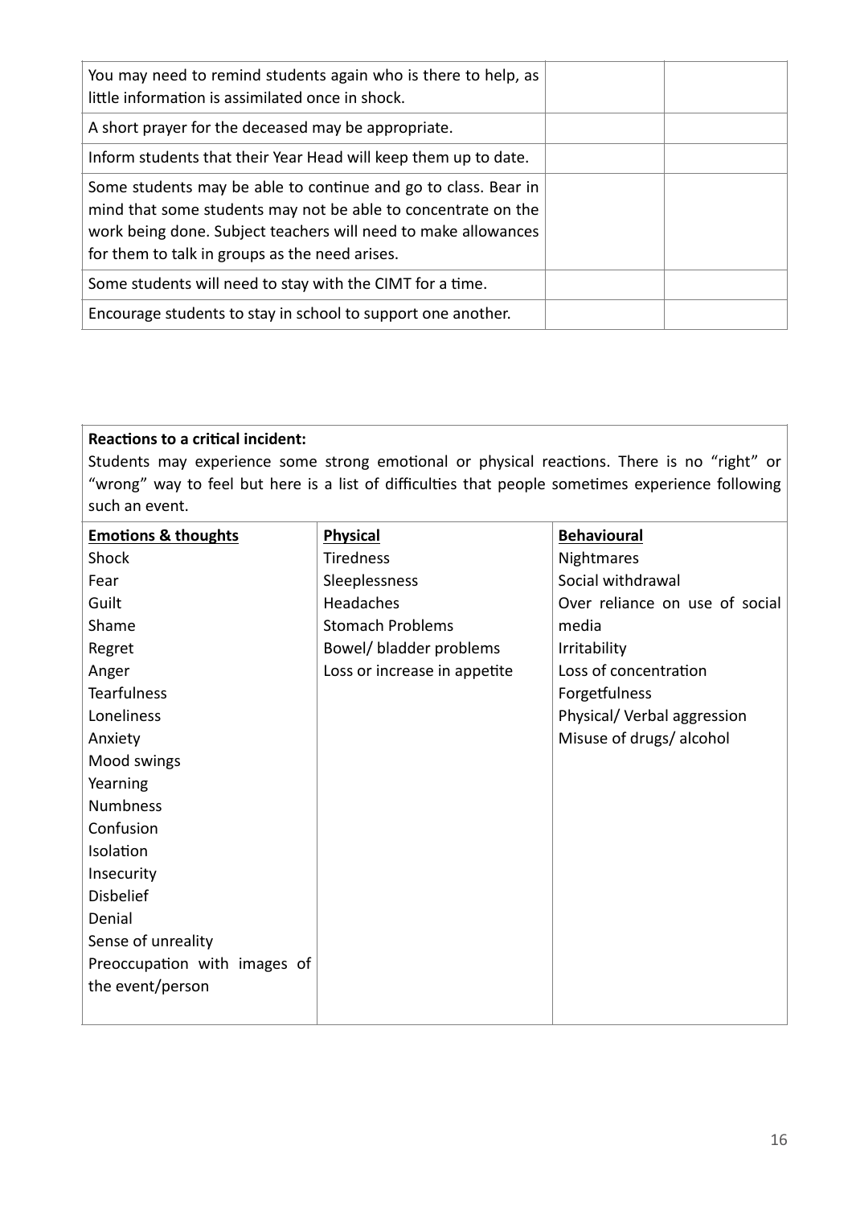| | | |
|---|---|---|
| You may need to remind students again who is there to help, as little information is assimilated once in shock. | | |
| A short prayer for the deceased may be appropriate. | | |
| Inform students that their Year Head will keep them up to date. | | |
| Some students may be able to continue and go to class. Bear in mind that some students may not be able to concentrate on the work being done. Subject teachers will need to make allowances for them to talk in groups as the need arises. | | |
| Some students will need to stay with the CIMT for a time. | | |
| Encourage students to stay in school to support one another. | | |

**Reactions to a critical incident:**
Students may experience some strong emotional or physical reactions. There is no "right" or "wrong" way to feel but here is a list of difficulties that people sometimes experience following such an event.

| **Emotions & thoughts** | **Physical** | **Behavioural** |
|---|---|---|
| Shock | Tiredness | Nightmares |
| Fear | Sleeplessness | Social withdrawal |
| Guilt | Headaches | Over reliance on use of social media |
| Shame | Stomach Problems | Irritability |
| Regret | Bowel/ bladder problems | Loss of concentration |
| Anger | Loss or increase in appetite | Forgetfulness |
| Tearfulness | | Physical/ Verbal aggression |
| Loneliness | | Misuse of drugs/ alcohol |
| Anxiety | | |
| Mood swings | | |
| Yearning | | |
| Numbness | | |
| Confusion | | |
| Isolation | | |
| Insecurity | | |
| Disbelief | | |
| Denial | | |
| Sense of unreality | | |
| Preoccupation with images of the event/person | | |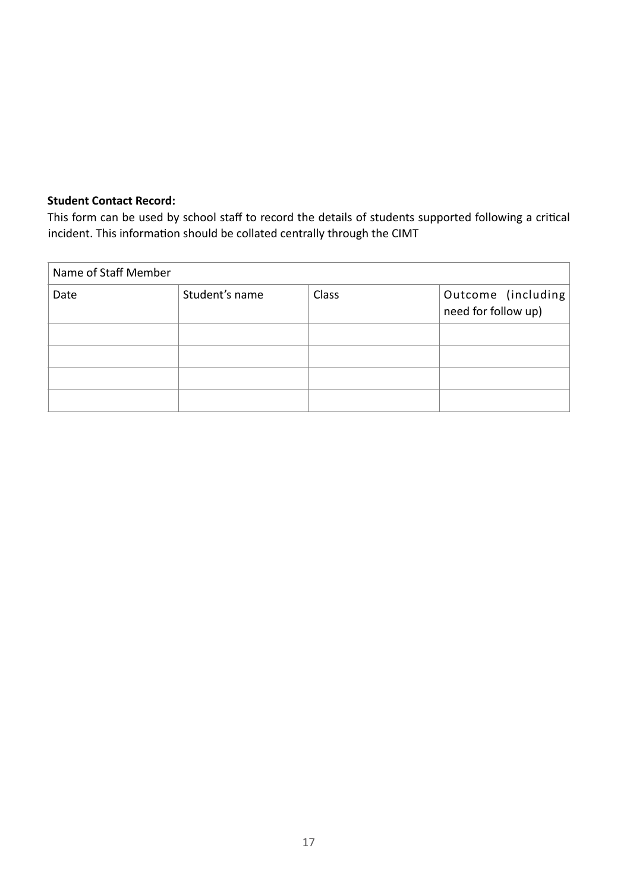**Student Contact Record:**

This form can be used by school staff to record the details of students supported following a critical incident. This information should be collated centrally through the CIMT

| Name of Staff Member | | | |
|---|---|---|---|
| Date | Student's name | Class | Outcome (including need for follow up) |
| | | | |
| | | | |
| | | | |
| | | | |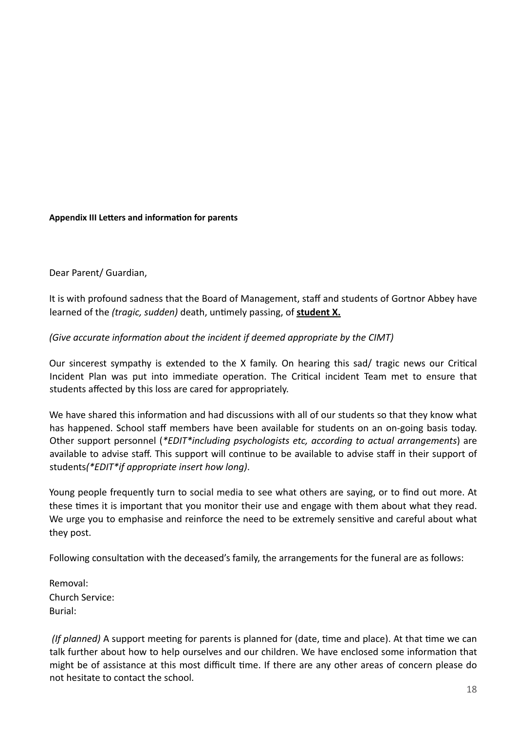**Appendix III Letters and information for parents**

Dear Parent/ Guardian,

It is with profound sadness that the Board of Management, staff and students of Gortnor Abbey have learned of the *(tragic, sudden)* death, untimely passing, of **<u>student X.</u>**

*(Give accurate information about the incident if deemed appropriate by the CIMT)*

Our sincerest sympathy is extended to the X family. On hearing this sad/ tragic news our Critical Incident Plan was put into immediate operation. The Critical incident Team met to ensure that students affected by this loss are cared for appropriately.

We have shared this information and had discussions with all of our students so that they know what has happened. School staff members have been available for students on an on-going basis today. Other support personnel (*\*EDIT\*including psychologists etc, according to actual arrangements*) are available to advise staff. This support will continue to be available to advise staff in their support of students*(\*EDIT\*if appropriate insert how long)*.

Young people frequently turn to social media to see what others are saying, or to find out more. At these times it is important that you monitor their use and engage with them about what they read. We urge you to emphasise and reinforce the need to be extremely sensitive and careful about what they post.

Following consultation with the deceased's family, the arrangements for the funeral are as follows:

Removal:
Church Service:
Burial:

*(If planned)* A support meeting for parents is planned for (date, time and place). At that time we can talk further about how to help ourselves and our children. We have enclosed some information that might be of assistance at this most difficult time. If there are any other areas of concern please do not hesitate to contact the school.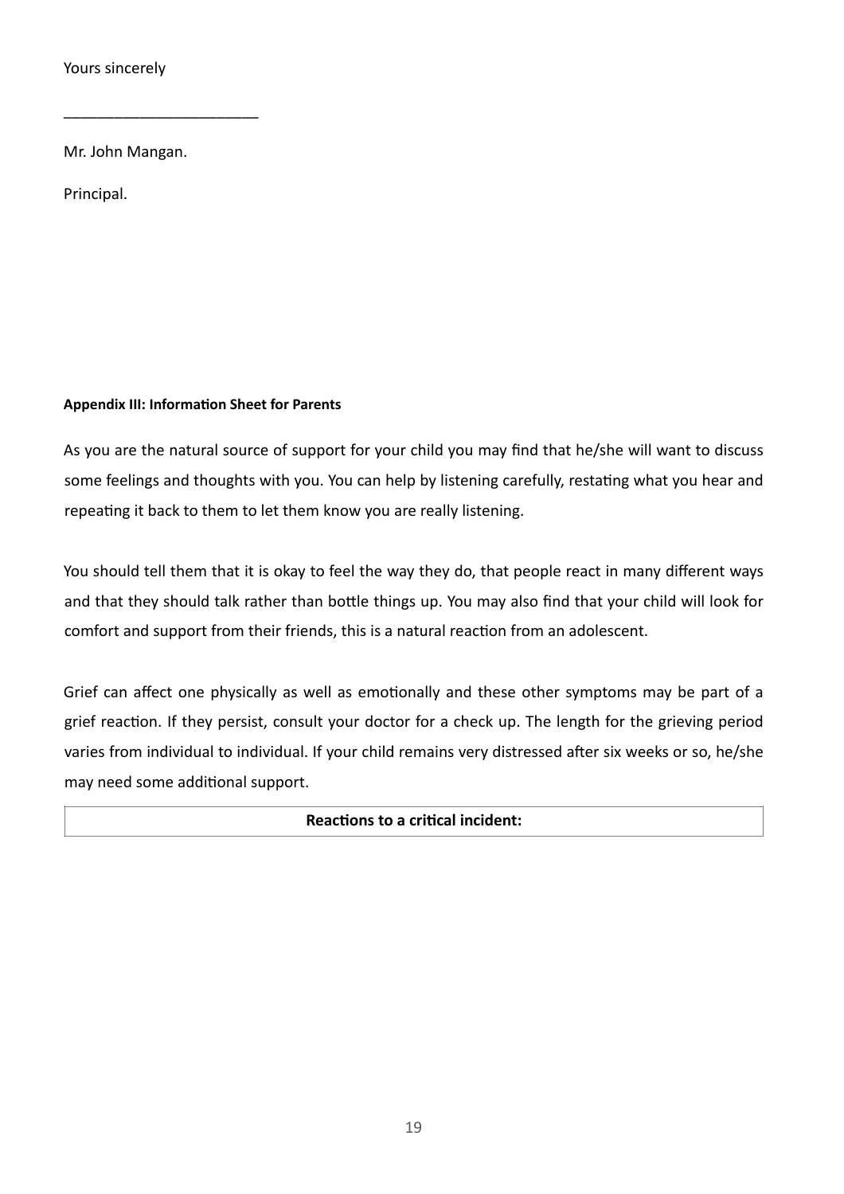Yours sincerely

________________________

Mr. John Mangan.

Principal.

**Appendix III: Information Sheet for Parents**

As you are the natural source of support for your child you may find that he/she will want to discuss some feelings and thoughts with you. You can help by listening carefully, restating what you hear and repeating it back to them to let them know you are really listening.

You should tell them that it is okay to feel the way they do, that people react in many different ways and that they should talk rather than bottle things up. You may also find that your child will look for comfort and support from their friends, this is a natural reaction from an adolescent.

Grief can affect one physically as well as emotionally and these other symptoms may be part of a grief reaction. If they persist, consult your doctor for a check up. The length for the grieving period varies from individual to individual. If your child remains very distressed after six weeks or so, he/she may need some additional support.

| **Reactions to a critical incident:** |
| --- |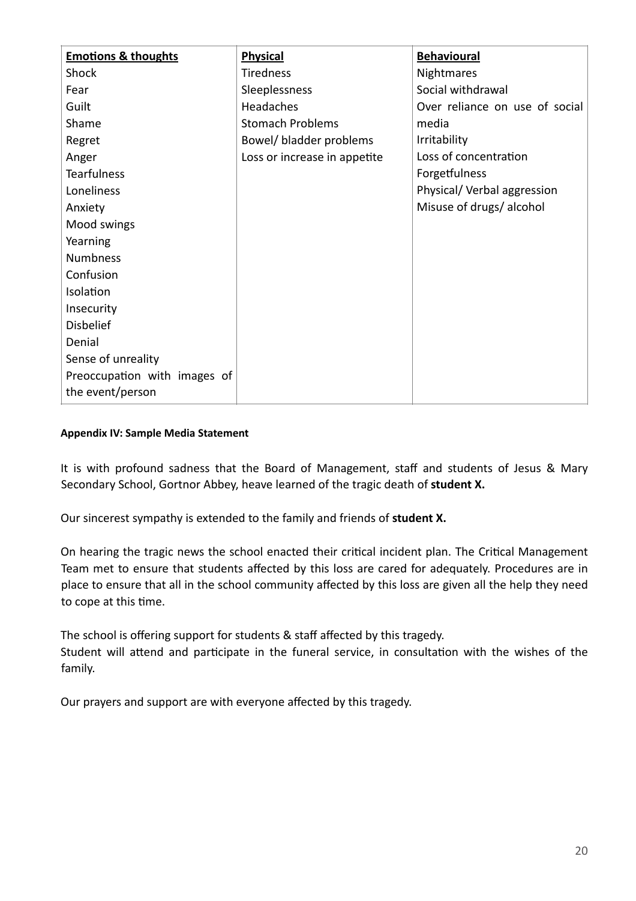| **Emotions & thoughts** | **Physical** | **Behavioural** |
|---|---|---|
| Shock | Tiredness | Nightmares |
| Fear | Sleeplessness | Social withdrawal |
| Guilt | Headaches | Over reliance on use of social media |
| Shame | Stomach Problems | Irritability |
| Regret | Bowel/ bladder problems | Loss of concentration |
| Anger | Loss or increase in appetite | Forgetfulness |
| Tearfulness | | Physical/ Verbal aggression |
| Loneliness | | Misuse of drugs/ alcohol |
| Anxiety | | |
| Mood swings | | |
| Yearning | | |
| Numbness | | |
| Confusion | | |
| Isolation | | |
| Insecurity | | |
| Disbelief | | |
| Denial | | |
| Sense of unreality | | |
| Preoccupation with images of the event/person | | |

**Appendix IV: Sample Media Statement**

It is with profound sadness that the Board of Management, staff and students of Jesus & Mary Secondary School, Gortnor Abbey, heave learned of the tragic death of **student X.**

Our sincerest sympathy is extended to the family and friends of **student X.**

On hearing the tragic news the school enacted their critical incident plan. The Critical Management Team met to ensure that students affected by this loss are cared for adequately. Procedures are in place to ensure that all in the school community affected by this loss are given all the help they need to cope at this time.

The school is offering support for students & staff affected by this tragedy.
Student will attend and participate in the funeral service, in consultation with the wishes of the family.

Our prayers and support are with everyone affected by this tragedy.